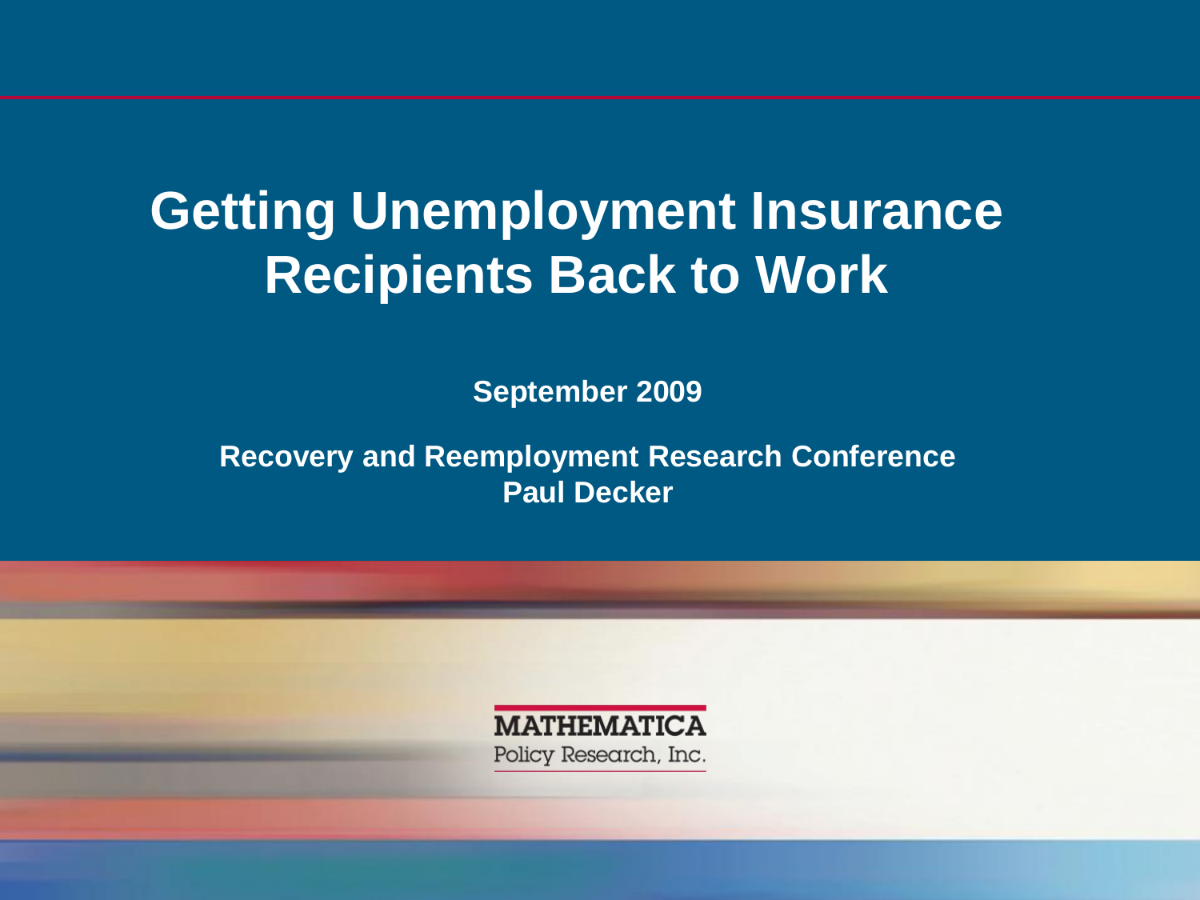# Getting Unemployment Insurance Recipients Back to Work

**September 2009**

**Recovery and Reemployment Research Conference**
**Paul Decker**

MATHEMATICA
Policy Research, Inc.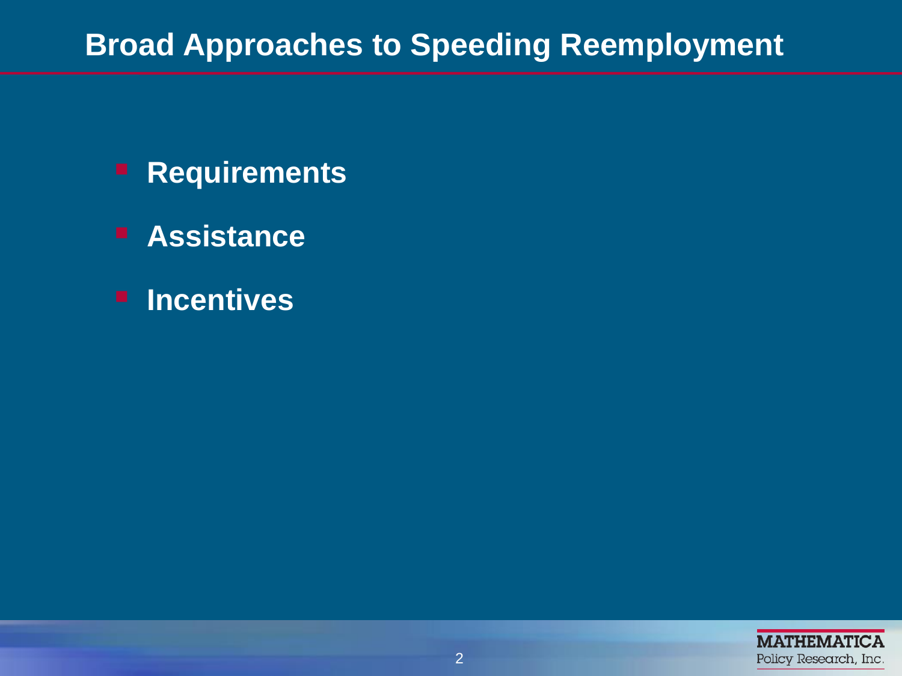# Broad Approaches to Speeding Reemployment

- **Requirements**
- **Assistance**
- **Incentives**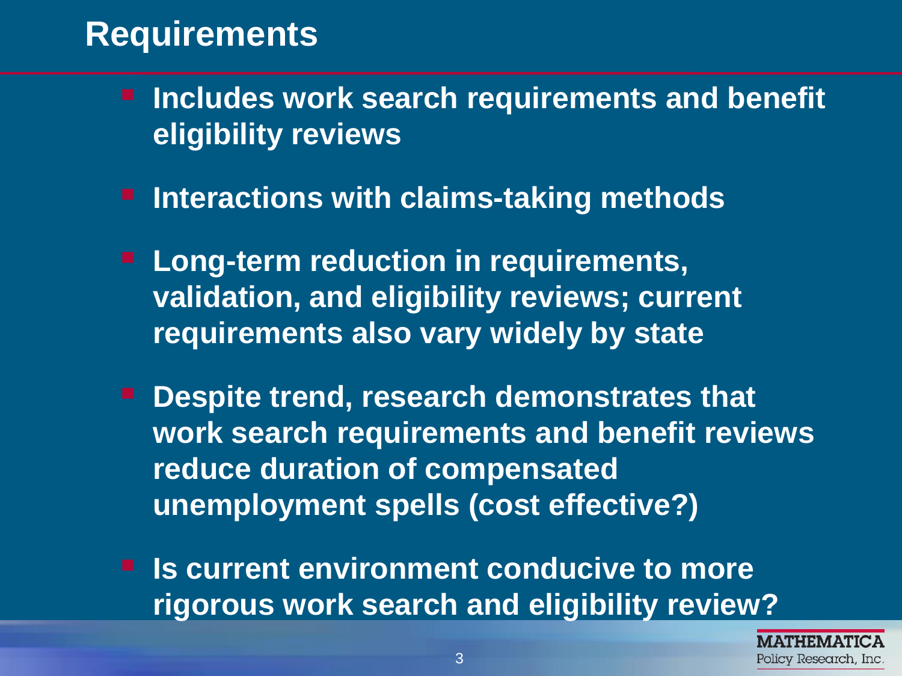# Requirements

- Includes work search requirements and benefit eligibility reviews
- Interactions with claims-taking methods
- Long-term reduction in requirements, validation, and eligibility reviews; current requirements also vary widely by state
- Despite trend, research demonstrates that work search requirements and benefit reviews reduce duration of compensated unemployment spells (cost effective?)
- Is current environment conducive to more rigorous work search and eligibility review?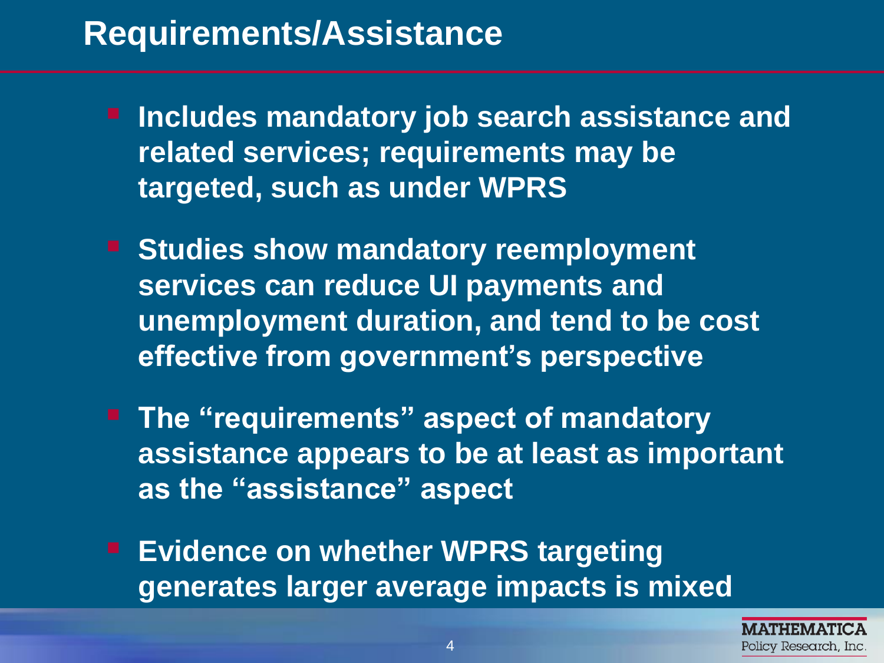## Requirements/Assistance

- Includes mandatory job search assistance and related services; requirements may be targeted, such as under WPRS
- Studies show mandatory reemployment services can reduce UI payments and unemployment duration, and tend to be cost effective from government's perspective
- The "requirements" aspect of mandatory assistance appears to be at least as important as the "assistance" aspect
- Evidence on whether WPRS targeting generates larger average impacts is mixed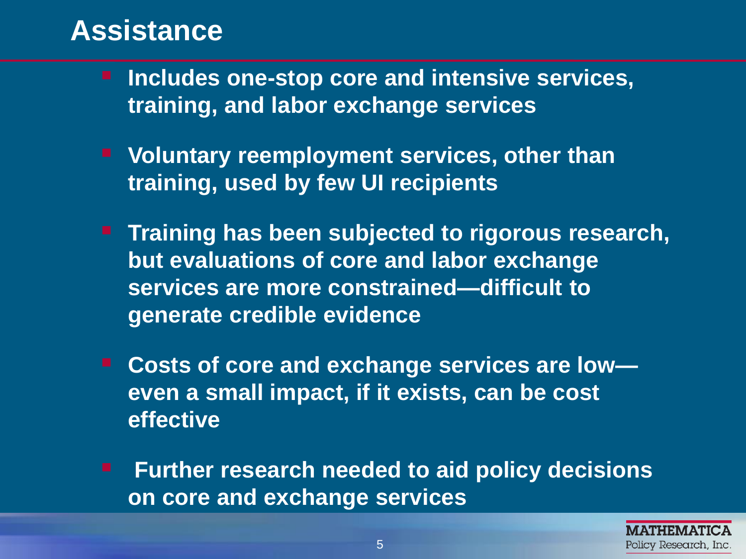# Assistance

- Includes one-stop core and intensive services, training, and labor exchange services
- Voluntary reemployment services, other than training, used by few UI recipients
- Training has been subjected to rigorous research, but evaluations of core and labor exchange services are more constrained—difficult to generate credible evidence
- Costs of core and exchange services are low—even a small impact, if it exists, can be cost effective
- Further research needed to aid policy decisions on core and exchange services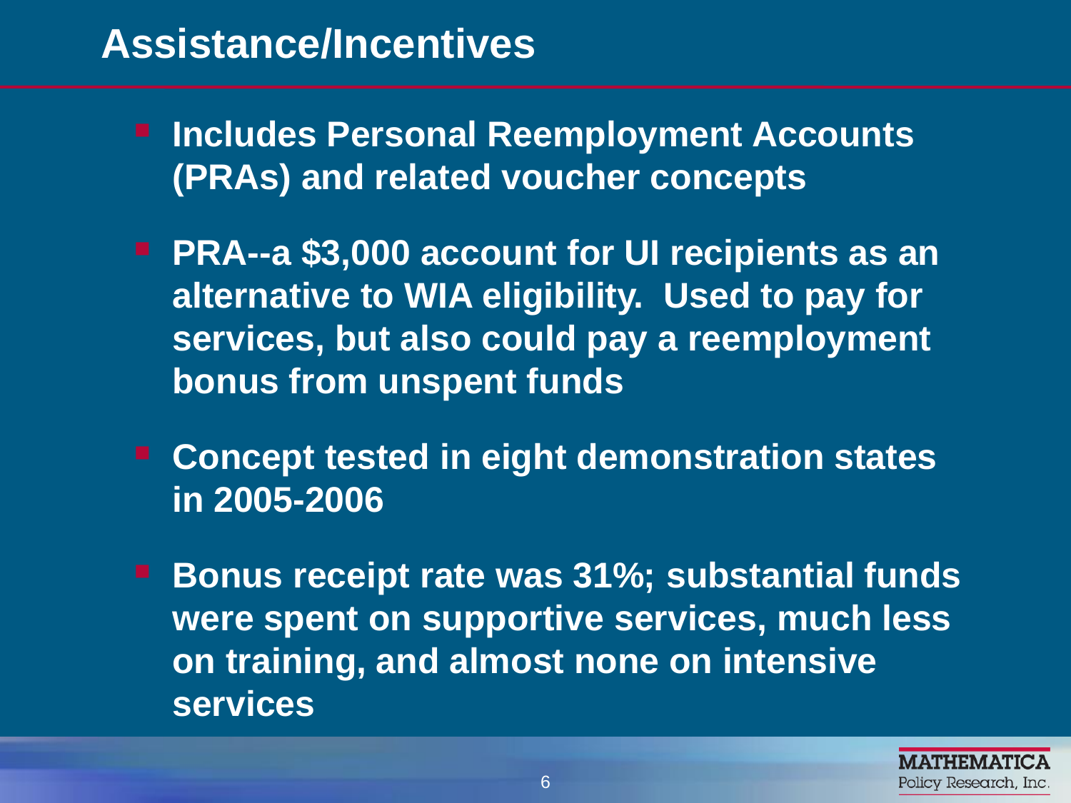# Assistance/Incentives

- Includes Personal Reemployment Accounts (PRAs) and related voucher concepts
- PRA--a $3,000 account for UI recipients as an alternative to WIA eligibility. Used to pay for services, but also could pay a reemployment bonus from unspent funds
- Concept tested in eight demonstration states in 2005-2006
- Bonus receipt rate was 31%; substantial funds were spent on supportive services, much less on training, and almost none on intensive services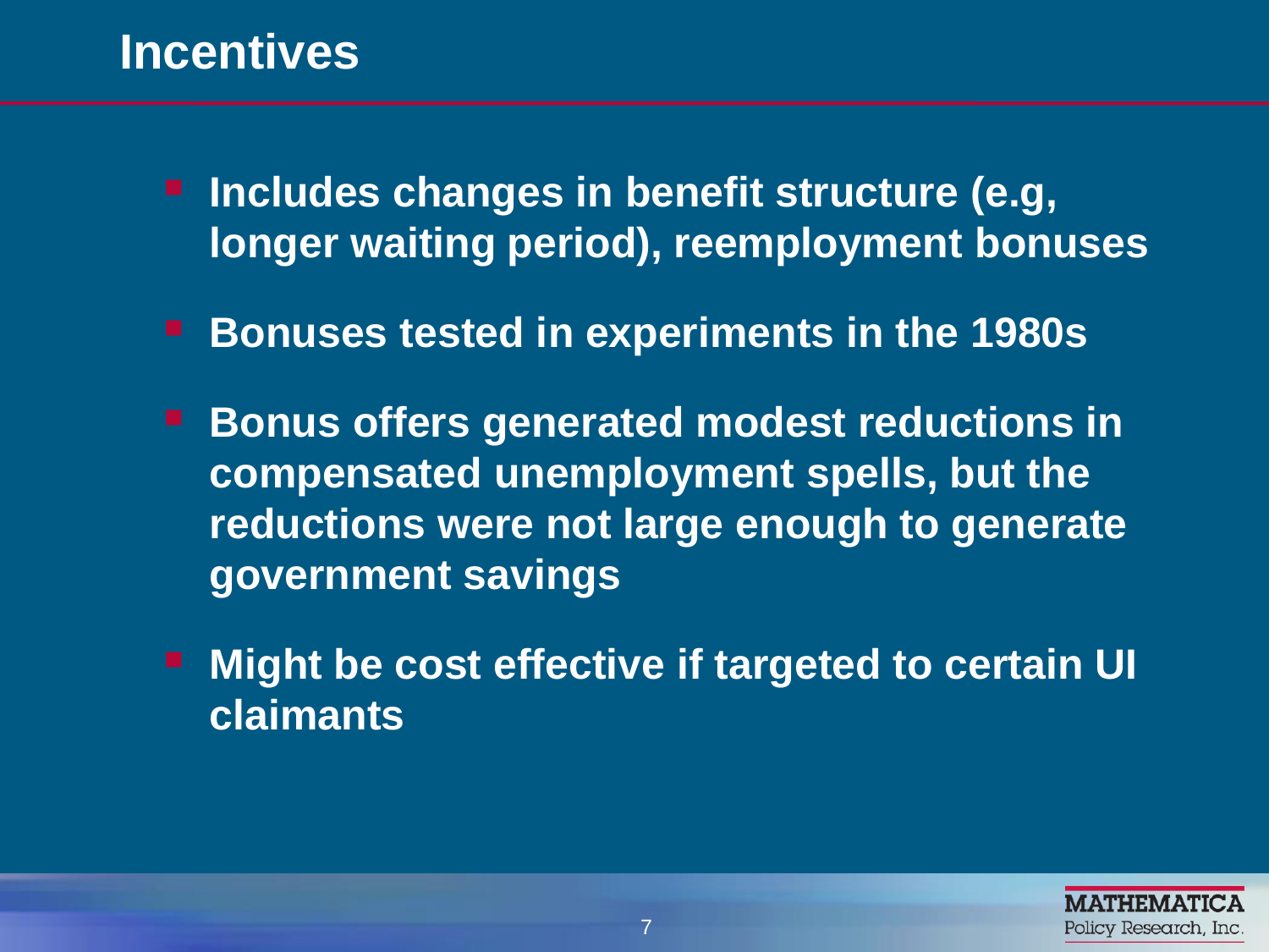# Incentives

- Includes changes in benefit structure (e.g, longer waiting period), reemployment bonuses
- Bonuses tested in experiments in the 1980s
- Bonus offers generated modest reductions in compensated unemployment spells, but the reductions were not large enough to generate government savings
- Might be cost effective if targeted to certain UI claimants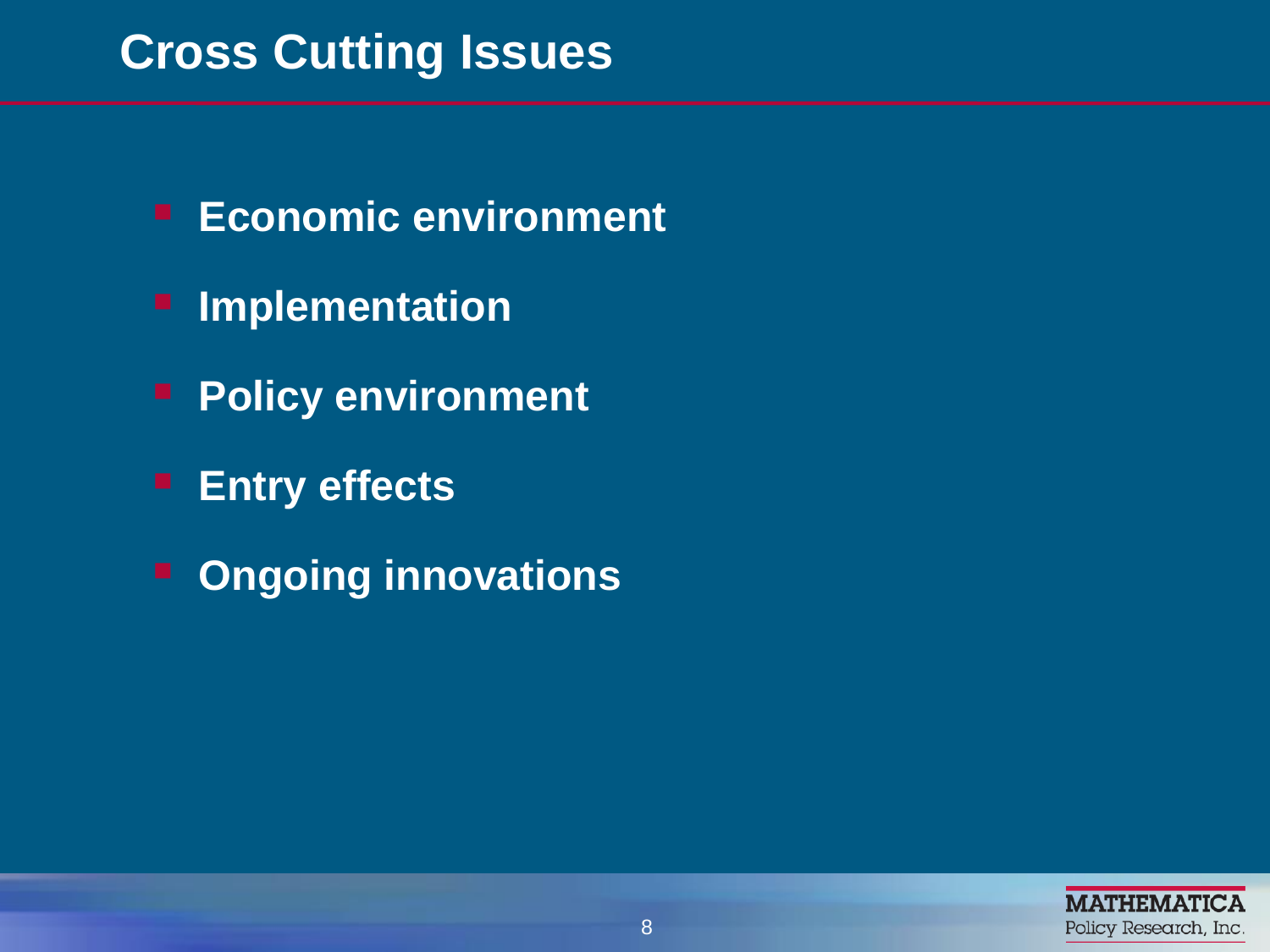# Cross Cutting Issues

- **Economic environment**
- **Implementation**
- **Policy environment**
- **Entry effects**
- **Ongoing innovations**